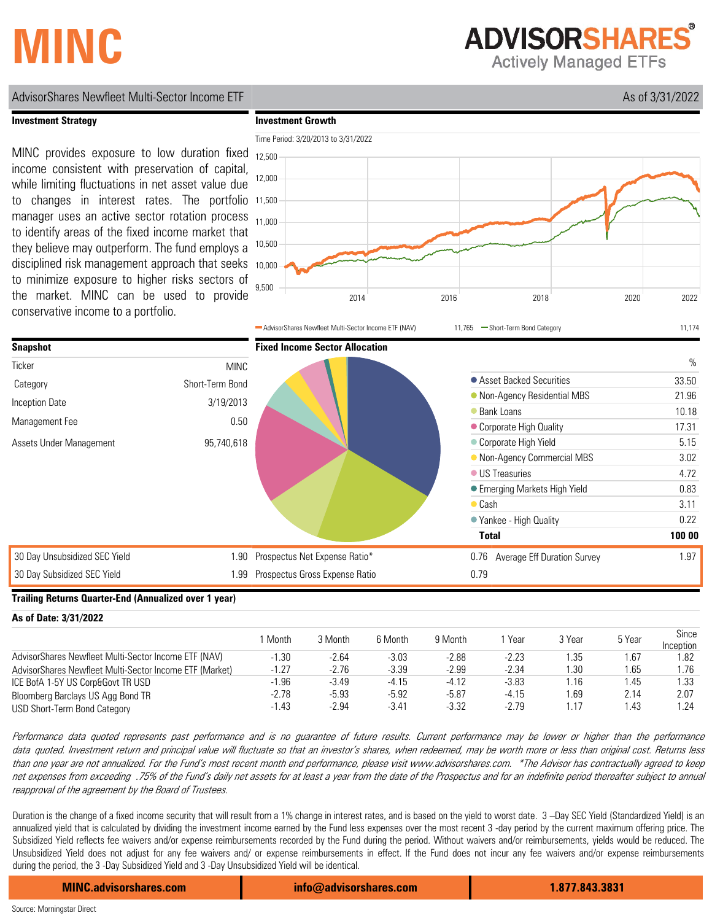# MINC

**ADVISORSHARES®**
Actively Managed ETFs

AdvisorShares Newfleet Multi-Sector Income ETF — As of 3/31/2022

## Investment Strategy

MINC provides exposure to low duration fixed income consistent with preservation of capital, while limiting fluctuations in net asset value due to changes in interest rates. The portfolio manager uses an active sector rotation process to identify areas of the fixed income market that they believe may outperform. The fund employs a disciplined risk management approach that seeks to minimize exposure to higher risks sectors of the market. MINC can be used to provide conservative income to a portfolio.

## Investment Growth

Time Period: 3/20/2013 to 3/31/2022

AdvisorShares Newfleet Multi-Sector Income ETF (NAV) 11,765 — Short-Term Bond Category 11,174

## Snapshot

| | |
|---|---|
| Ticker | MINC |
| Category | Short-Term Bond |
| Inception Date | 3/19/2013 |
| Management Fee | 0.50 |
| Assets Under Management | 95,740,618 |

## Fixed Income Sector Allocation

| | % |
|---|---|
| Asset Backed Securities | 33.50 |
| Non-Agency Residential MBS | 21.96 |
| Bank Loans | 10.18 |
| Corporate High Quality | 17.31 |
| Corporate High Yield | 5.15 |
| Non-Agency Commercial MBS | 3.02 |
| US Treasuries | 4.72 |
| Emerging Markets High Yield | 0.83 |
| Cash | 3.11 |
| Yankee - High Quality | 0.22 |
| **Total** | **100 00** |

| | | | | | |
|---|---|---|---|---|---|
| 30 Day Unsubsidized SEC Yield | 1.90 | Prospectus Net Expense Ratio* | 0.76 | Average Eff Duration Survey | 1.97 |
| 30 Day Subsidized SEC Yield | 1.99 | Prospectus Gross Expense Ratio | 0.79 | | |

## Trailing Returns Quarter-End (Annualized over 1 year)

**As of Date: 3/31/2022**

| | 1 Month | 3 Month | 6 Month | 9 Month | 1 Year | 3 Year | 5 Year | Since Inception |
|---|---|---|---|---|---|---|---|---|
| AdvisorShares Newfleet Multi-Sector Income ETF (NAV) | -1.30 | -2.64 | -3.03 | -2.88 | -2.23 | 1.35 | 1.67 | 1.82 |
| AdvisorShares Newfleet Multi-Sector Income ETF (Market) | -1.27 | -2.76 | -3.39 | -2.99 | -2.34 | 1.30 | 1.65 | 1.76 |
| ICE BofA 1-5Y US Corp&Govt TR USD | -1.96 | -3.49 | -4.15 | -4.12 | -3.83 | 1.16 | 1.45 | 1.33 |
| Bloomberg Barclays US Agg Bond TR | -2.78 | -5.93 | -5.92 | -5.87 | -4.15 | 1.69 | 2.14 | 2.07 |
| USD Short-Term Bond Category | -1.43 | -2.94 | -3.41 | -3.32 | -2.79 | 1.17 | 1.43 | 1.24 |

*Performance data quoted represents past performance and is no guarantee of future results. Current performance may be lower or higher than the performance data quoted. Investment return and principal value will fluctuate so that an investor's shares, when redeemed, may be worth more or less than original cost. Returns less than one year are not annualized. For the Fund's most recent month end performance, please visit www.advisorshares.com. *The Advisor has contractually agreed to keep net expenses from exceeding .75% of the Fund's daily net assets for at least a year from the date of the Prospectus and for an indefinite period thereafter subject to annual reapproval of the agreement by the Board of Trustees.*

Duration is the change of a fixed income security that will result from a 1% change in interest rates, and is based on the yield to worst date. 3 –Day SEC Yield (Standardized Yield) is an annualized yield that is calculated by dividing the investment income earned by the Fund less expenses over the most recent 3 -day period by the current maximum offering price. The Subsidized Yield reflects fee waivers and/or expense reimbursements recorded by the Fund during the period. Without waivers and/or reimbursements, yields would be reduced. The Unsubsidized Yield does not adjust for any fee waivers and/ or expense reimbursements in effect. If the Fund does not incur any fee waivers and/or expense reimbursements during the period, the 3 -Day Subsidized Yield and 3 -Day Unsubsidized Yield will be identical.

**MINC.advisorshares.com** | **info@advisorshares.com** | **1.877.843.3831**

Source: Morningstar Direct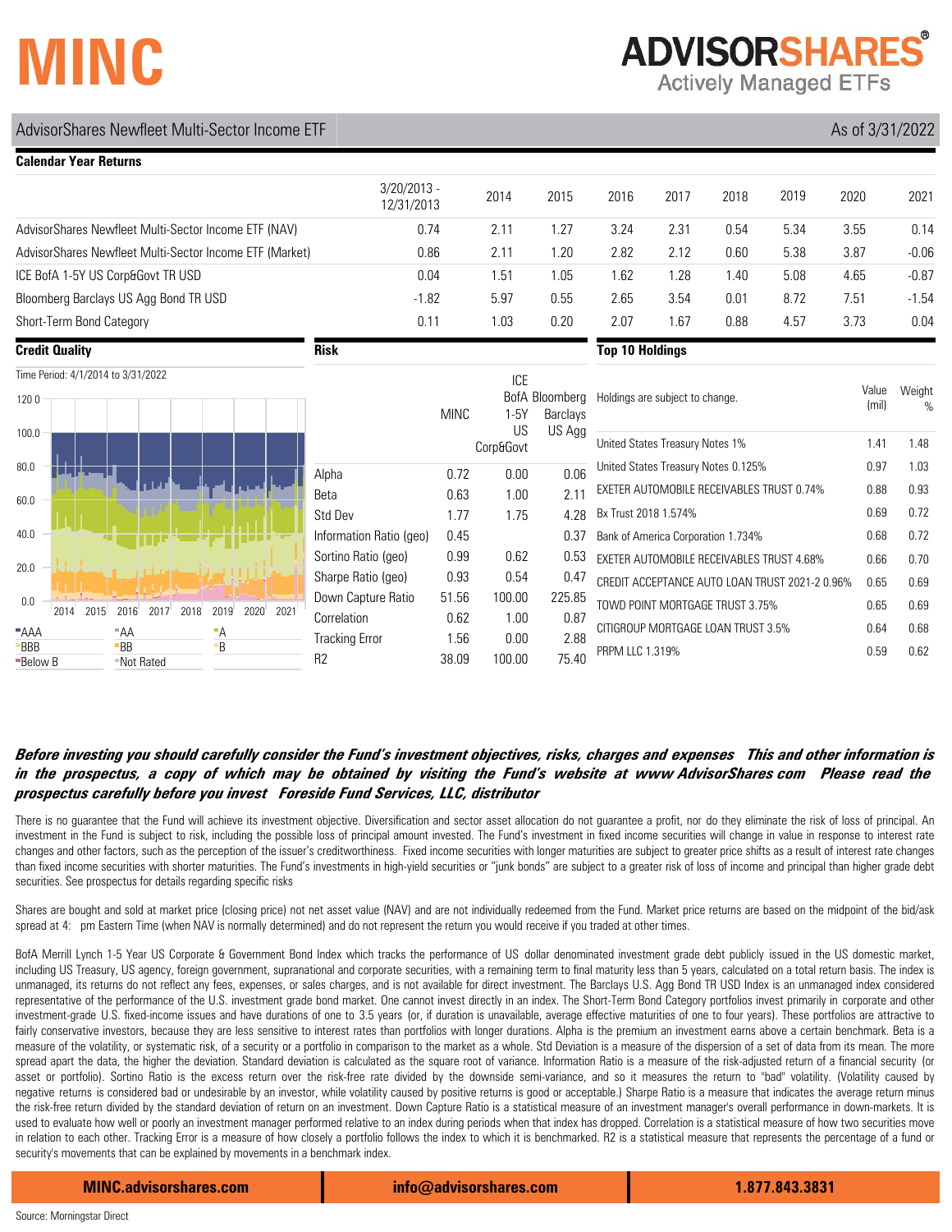# MINC

**ADVISORSHARES**
Actively Managed ETFs

AdvisorShares Newfleet Multi-Sector Income ETF — As of 3/31/2022

## Calendar Year Returns

| | 3/20/2013 - 12/31/2013 | 2014 | 2015 | 2016 | 2017 | 2018 | 2019 | 2020 | 2021 |
|---|---|---|---|---|---|---|---|---|---|
| AdvisorShares Newfleet Multi-Sector Income ETF (NAV) | 0.74 | 2.11 | 1.27 | 3.24 | 2.31 | 0.54 | 5.34 | 3.55 | 0.14 |
| AdvisorShares Newfleet Multi-Sector Income ETF (Market) | 0.86 | 2.11 | 1.20 | 2.82 | 2.12 | 0.60 | 5.38 | 3.87 | -0.06 |
| ICE BofA 1-5Y US Corp&Govt TR USD | 0.04 | 1.51 | 1.05 | 1.62 | 1.28 | 1.40 | 5.08 | 4.65 | -0.87 |
| Bloomberg Barclays US Agg Bond TR USD | -1.82 | 5.97 | 0.55 | 2.65 | 3.54 | 0.01 | 8.72 | 7.51 | -1.54 |
| Short-Term Bond Category | 0.11 | 1.03 | 0.20 | 2.07 | 1.67 | 0.88 | 4.57 | 3.73 | 0.04 |

## Credit Quality

Time Period: 4/1/2014 to 3/31/2022

120.0
100.0
80.0
60.0
40.0
20.0
0.0
2014 2015 2016 2017 2018 2019 2020 2021

AAA AA A
BBB BB B
Below B Not Rated

## Risk

| | MINC | ICE BofA 1-5Y US Corp&Govt | Bloomberg Barclays US Agg |
|---|---|---|---|
| Alpha | 0.72 | 0.00 | 0.06 |
| Beta | 0.63 | 1.00 | 2.11 |
| Std Dev | 1.77 | 1.75 | 4.28 |
| Information Ratio (geo) | 0.45 | | 0.37 |
| Sortino Ratio (geo) | 0.99 | 0.62 | 0.53 |
| Sharpe Ratio (geo) | 0.93 | 0.54 | 0.47 |
| Down Capture Ratio | 51.56 | 100.00 | 225.85 |
| Correlation | 0.62 | 1.00 | 0.87 |
| Tracking Error | 1.56 | 0.00 | 2.88 |
| R2 | 38.09 | 100.00 | 75.40 |

## Top 10 Holdings

| Holdings are subject to change. | Value (mil) | Weight % |
|---|---|---|
| United States Treasury Notes 1% | 1.41 | 1.48 |
| United States Treasury Notes 0.125% | 0.97 | 1.03 |
| EXETER AUTOMOBILE RECEIVABLES TRUST 0.74% | 0.88 | 0.93 |
| Bx Trust 2018 1.574% | 0.69 | 0.72 |
| Bank of America Corporation 1.734% | 0.68 | 0.72 |
| EXETER AUTOMOBILE RECEIVABLES TRUST 4.68% | 0.66 | 0.70 |
| CREDIT ACCEPTANCE AUTO LOAN TRUST 2021-2 0.96% | 0.65 | 0.69 |
| TOWD POINT MORTGAGE TRUST 3.75% | 0.65 | 0.69 |
| CITIGROUP MORTGAGE LOAN TRUST 3.5% | 0.64 | 0.68 |
| PRPM LLC 1.319% | 0.59 | 0.62 |

***Before investing you should carefully consider the Fund's investment objectives, risks, charges and expenses This and other information is in the prospectus, a copy of which may be obtained by visiting the Fund's website at www AdvisorShares com Please read the prospectus carefully before you invest Foreside Fund Services, LLC, distributor***

There is no guarantee that the Fund will achieve its investment objective. Diversification and sector asset allocation do not guarantee a profit, nor do they eliminate the risk of loss of principal. An investment in the Fund is subject to risk, including the possible loss of principal amount invested. The Fund's investment in fixed income securities will change in value in response to interest rate changes and other factors, such as the perception of the issuer's creditworthiness. Fixed income securities with longer maturities are subject to greater price shifts as a result of interest rate changes than fixed income securities with shorter maturities. The Fund's investments in high-yield securities or "junk bonds" are subject to a greater risk of loss of income and principal than higher grade debt securities. See prospectus for details regarding specific risks

Shares are bought and sold at market price (closing price) not net asset value (NAV) and are not individually redeemed from the Fund. Market price returns are based on the midpoint of the bid/ask spread at 4: pm Eastern Time (when NAV is normally determined) and do not represent the return you would receive if you traded at other times.

BofA Merrill Lynch 1-5 Year US Corporate & Government Bond Index which tracks the performance of US dollar denominated investment grade debt publicly issued in the US domestic market, including US Treasury, US agency, foreign government, supranational and corporate securities, with a remaining term to final maturity less than 5 years, calculated on a total return basis. The index is unmanaged, its returns do not reflect any fees, expenses, or sales charges, and is not available for direct investment. The Barclays U.S. Agg Bond TR USD Index is an unmanaged index considered representative of the performance of the U.S. investment grade bond market. One cannot invest directly in an index. The Short-Term Bond Category portfolios invest primarily in corporate and other investment-grade U.S. fixed-income issues and have durations of one to 3.5 years (or, if duration is unavailable, average effective maturities of one to four years). These portfolios are attractive to fairly conservative investors, because they are less sensitive to interest rates than portfolios with longer durations. Alpha is the premium an investment earns above a certain benchmark. Beta is a measure of the volatility, or systematic risk, of a security or a portfolio in comparison to the market as a whole. Std Deviation is a measure of the dispersion of a set of data from its mean. The more spread apart the data, the higher the deviation. Standard deviation is calculated as the square root of variance. Information Ratio is a measure of the risk-adjusted return of a financial security (or asset or portfolio). Sortino Ratio is the excess return over the risk-free rate divided by the downside semi-variance, and so it measures the return to "bad" volatility. (Volatility caused by negative returns is considered bad or undesirable by an investor, while volatility caused by positive returns is good or acceptable.) Sharpe Ratio is a measure that indicates the average return minus the risk-free return divided by the standard deviation of return on an investment. Down Capture Ratio is a statistical measure of an investment manager's overall performance in down-markets. It is used to evaluate how well or poorly an investment manager performed relative to an index during periods when that index has dropped. Correlation is a statistical measure of how two securities move in relation to each other. Tracking Error is a measure of how closely a portfolio follows the index to which it is benchmarked. R2 is a statistical measure that represents the percentage of a fund or security's movements that can be explained by movements in a benchmark index.

**MINC.advisorshares.com** | **info@advisorshares.com** | **1.877.843.3831**

Source: Morningstar Direct